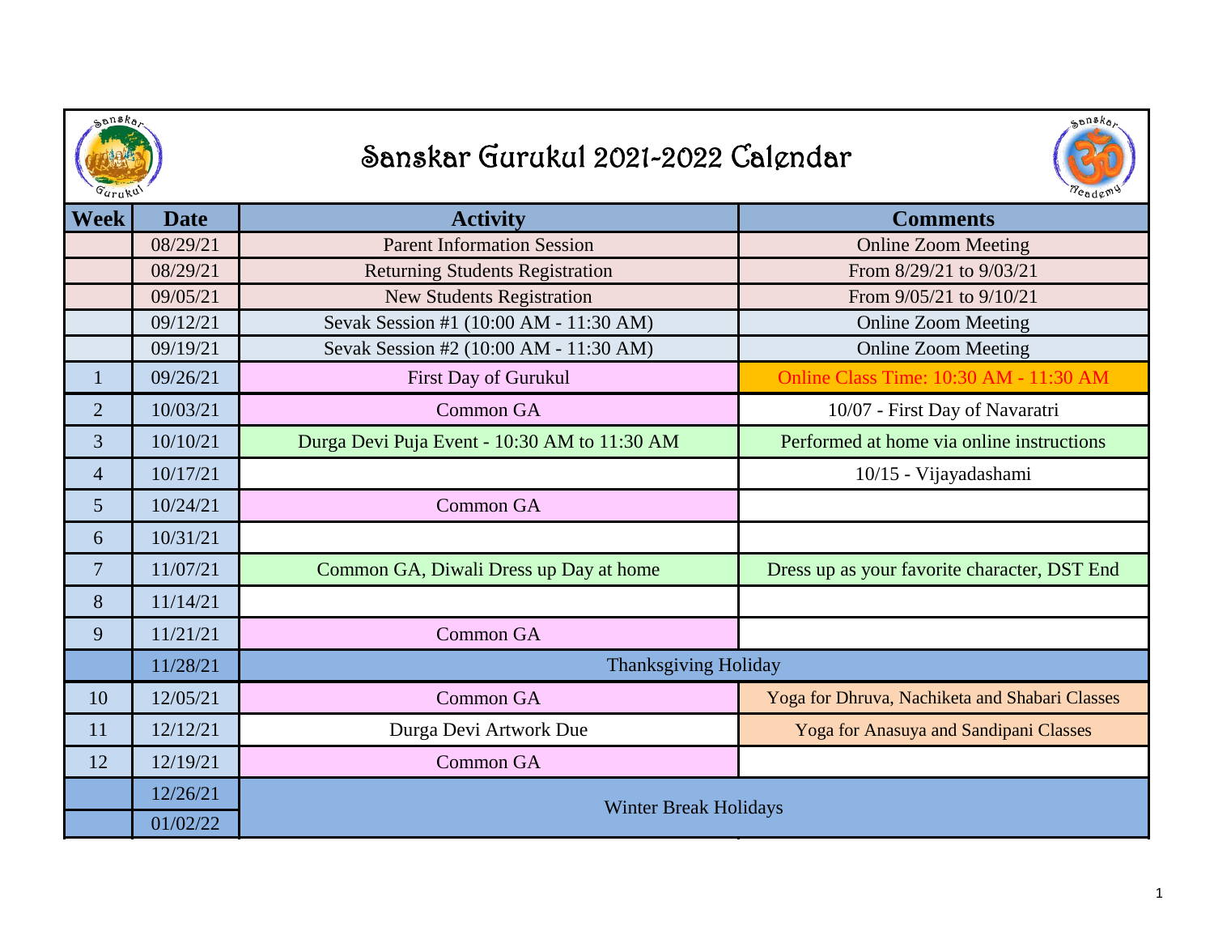# Sanskar Gurukul 2021-2022 Calendar

| Week | Date | Activity | Comments |
|---|---|---|---|
| | 08/29/21 | Parent Information Session | Online Zoom Meeting |
| | 08/29/21 | Returning Students Registration | From 8/29/21 to 9/03/21 |
| | 09/05/21 | New Students Registration | From 9/05/21 to 9/10/21 |
| | 09/12/21 | Sevak Session #1 (10:00 AM - 11:30 AM) | Online Zoom Meeting |
| | 09/19/21 | Sevak Session #2 (10:00 AM - 11:30 AM) | Online Zoom Meeting |
| 1 | 09/26/21 | First Day of Gurukul | Online Class Time: 10:30 AM - 11:30 AM |
| 2 | 10/03/21 | Common GA | 10/07 - First Day of Navaratri |
| 3 | 10/10/21 | Durga Devi Puja Event - 10:30 AM to 11:30 AM | Performed at home via online instructions |
| 4 | 10/17/21 | | 10/15 - Vijayadashami |
| 5 | 10/24/21 | Common GA | |
| 6 | 10/31/21 | | |
| 7 | 11/07/21 | Common GA, Diwali Dress up Day at home | Dress up as your favorite character, DST End |
| 8 | 11/14/21 | | |
| 9 | 11/21/21 | Common GA | |
| | 11/28/21 | Thanksgiving Holiday | |
| 10 | 12/05/21 | Common GA | Yoga for Dhruva, Nachiketa and Shabari Classes |
| 11 | 12/12/21 | Durga Devi Artwork Due | Yoga for Anasuya and Sandipani Classes |
| 12 | 12/19/21 | Common GA | |
| | 12/26/21 | Winter Break Holidays | |
| | 01/02/22 | | |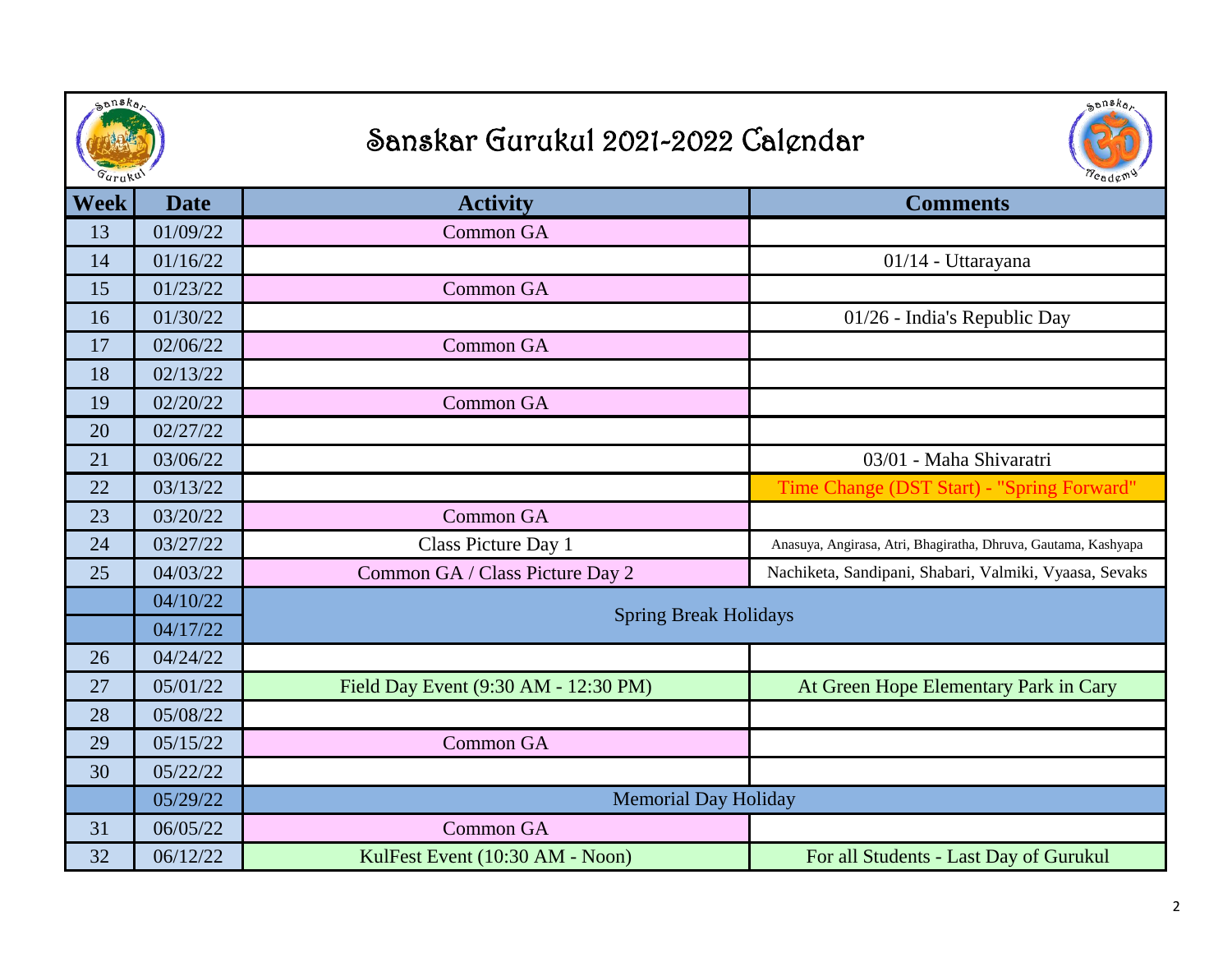# Sanskar Gurukul 2021-2022 Calendar

| Week | Date | Activity | Comments |
|---|---|---|---|
| 13 | 01/09/22 | Common GA | |
| 14 | 01/16/22 | | 01/14 - Uttarayana |
| 15 | 01/23/22 | Common GA | |
| 16 | 01/30/22 | | 01/26 - India's Republic Day |
| 17 | 02/06/22 | Common GA | |
| 18 | 02/13/22 | | |
| 19 | 02/20/22 | Common GA | |
| 20 | 02/27/22 | | |
| 21 | 03/06/22 | | 03/01 - Maha Shivaratri |
| 22 | 03/13/22 | | Time Change (DST Start) - "Spring Forward" |
| 23 | 03/20/22 | Common GA | |
| 24 | 03/27/22 | Class Picture Day 1 | Anasuya, Angirasa, Atri, Bhagiratha, Dhruva, Gautama, Kashyapa |
| 25 | 04/03/22 | Common GA / Class Picture Day 2 | Nachiketa, Sandipani, Shabari, Valmiki, Vyaasa, Sevaks |
| | 04/10/22 | Spring Break Holidays | |
| | 04/17/22 | | |
| 26 | 04/24/22 | | |
| 27 | 05/01/22 | Field Day Event (9:30 AM - 12:30 PM) | At Green Hope Elementary Park in Cary |
| 28 | 05/08/22 | | |
| 29 | 05/15/22 | Common GA | |
| 30 | 05/22/22 | | |
| | 05/29/22 | Memorial Day Holiday | |
| 31 | 06/05/22 | Common GA | |
| 32 | 06/12/22 | KulFest Event (10:30 AM - Noon) | For all Students - Last Day of Gurukul |